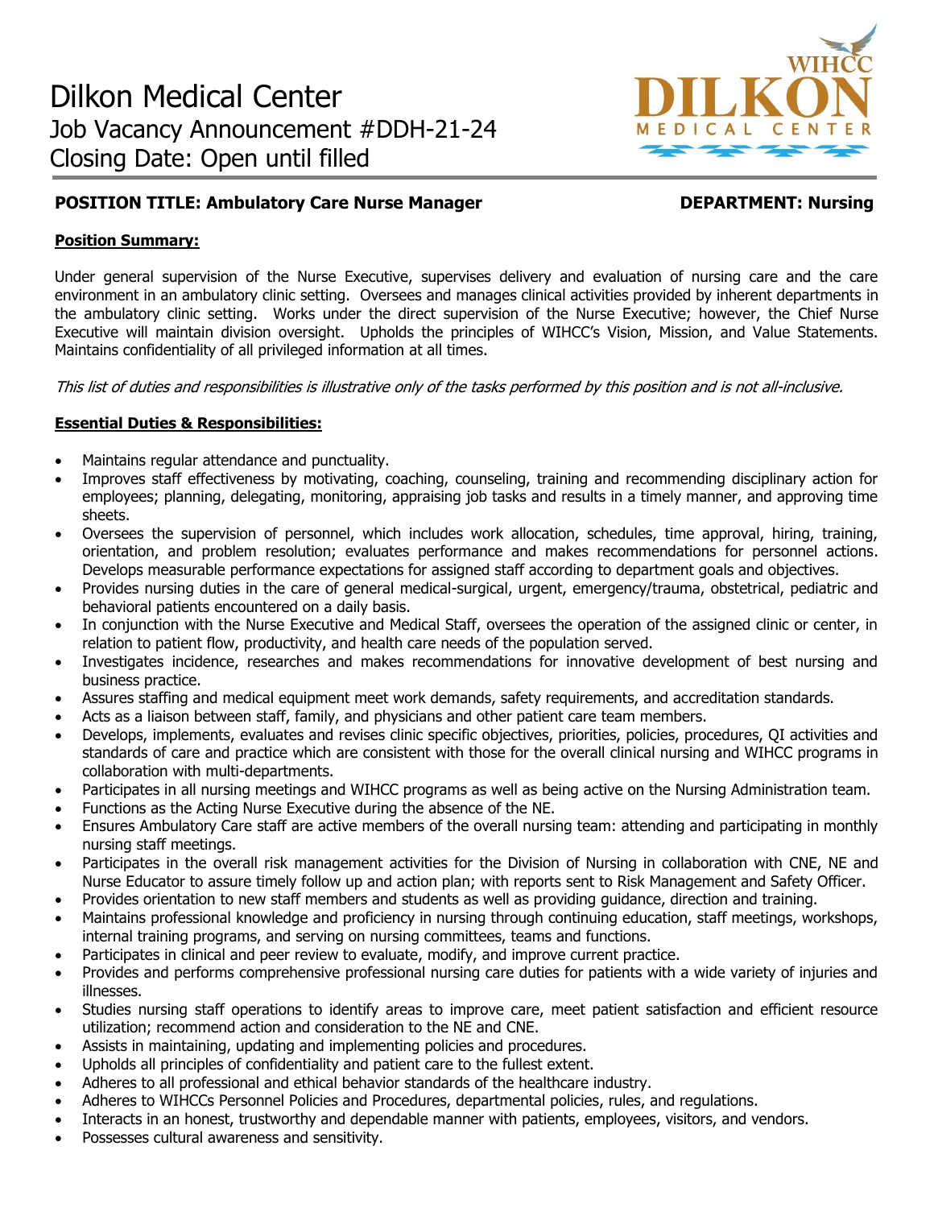# Dilkon Medical Center
## Job Vacancy Announcement #DDH-21-24
## Closing Date: Open until filled

**POSITION TITLE: Ambulatory Care Nurse Manager** **DEPARTMENT: Nursing**

**Position Summary:**

Under general supervision of the Nurse Executive, supervises delivery and evaluation of nursing care and the care environment in an ambulatory clinic setting. Oversees and manages clinical activities provided by inherent departments in the ambulatory clinic setting. Works under the direct supervision of the Nurse Executive; however, the Chief Nurse Executive will maintain division oversight. Upholds the principles of WIHCC's Vision, Mission, and Value Statements. Maintains confidentiality of all privileged information at all times.

*This list of duties and responsibilities is illustrative only of the tasks performed by this position and is not all-inclusive.*

**Essential Duties & Responsibilities:**

- Maintains regular attendance and punctuality.
- Improves staff effectiveness by motivating, coaching, counseling, training and recommending disciplinary action for employees; planning, delegating, monitoring, appraising job tasks and results in a timely manner, and approving time sheets.
- Oversees the supervision of personnel, which includes work allocation, schedules, time approval, hiring, training, orientation, and problem resolution; evaluates performance and makes recommendations for personnel actions. Develops measurable performance expectations for assigned staff according to department goals and objectives.
- Provides nursing duties in the care of general medical-surgical, urgent, emergency/trauma, obstetrical, pediatric and behavioral patients encountered on a daily basis.
- In conjunction with the Nurse Executive and Medical Staff, oversees the operation of the assigned clinic or center, in relation to patient flow, productivity, and health care needs of the population served.
- Investigates incidence, researches and makes recommendations for innovative development of best nursing and business practice.
- Assures staffing and medical equipment meet work demands, safety requirements, and accreditation standards.
- Acts as a liaison between staff, family, and physicians and other patient care team members.
- Develops, implements, evaluates and revises clinic specific objectives, priorities, policies, procedures, QI activities and standards of care and practice which are consistent with those for the overall clinical nursing and WIHCC programs in collaboration with multi-departments.
- Participates in all nursing meetings and WIHCC programs as well as being active on the Nursing Administration team.
- Functions as the Acting Nurse Executive during the absence of the NE.
- Ensures Ambulatory Care staff are active members of the overall nursing team: attending and participating in monthly nursing staff meetings.
- Participates in the overall risk management activities for the Division of Nursing in collaboration with CNE, NE and Nurse Educator to assure timely follow up and action plan; with reports sent to Risk Management and Safety Officer.
- Provides orientation to new staff members and students as well as providing guidance, direction and training.
- Maintains professional knowledge and proficiency in nursing through continuing education, staff meetings, workshops, internal training programs, and serving on nursing committees, teams and functions.
- Participates in clinical and peer review to evaluate, modify, and improve current practice.
- Provides and performs comprehensive professional nursing care duties for patients with a wide variety of injuries and illnesses.
- Studies nursing staff operations to identify areas to improve care, meet patient satisfaction and efficient resource utilization; recommend action and consideration to the NE and CNE.
- Assists in maintaining, updating and implementing policies and procedures.
- Upholds all principles of confidentiality and patient care to the fullest extent.
- Adheres to all professional and ethical behavior standards of the healthcare industry.
- Adheres to WIHCCs Personnel Policies and Procedures, departmental policies, rules, and regulations.
- Interacts in an honest, trustworthy and dependable manner with patients, employees, visitors, and vendors.
- Possesses cultural awareness and sensitivity.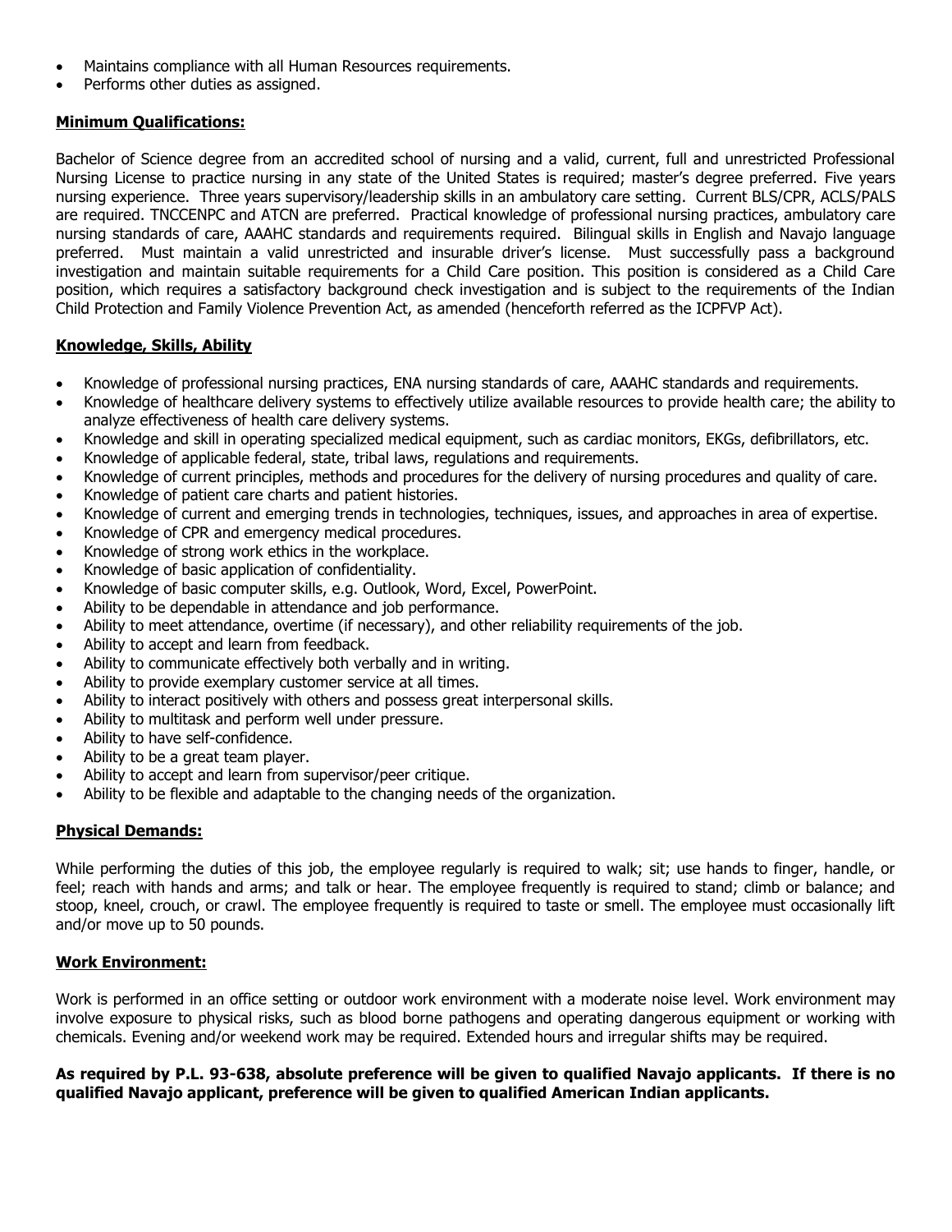- Maintains compliance with all Human Resources requirements.
- Performs other duties as assigned.

**Minimum Qualifications:**

Bachelor of Science degree from an accredited school of nursing and a valid, current, full and unrestricted Professional Nursing License to practice nursing in any state of the United States is required; master's degree preferred. Five years nursing experience. Three years supervisory/leadership skills in an ambulatory care setting. Current BLS/CPR, ACLS/PALS are required. TNCCENPC and ATCN are preferred. Practical knowledge of professional nursing practices, ambulatory care nursing standards of care, AAAHC standards and requirements required. Bilingual skills in English and Navajo language preferred. Must maintain a valid unrestricted and insurable driver's license. Must successfully pass a background investigation and maintain suitable requirements for a Child Care position. This position is considered as a Child Care position, which requires a satisfactory background check investigation and is subject to the requirements of the Indian Child Protection and Family Violence Prevention Act, as amended (henceforth referred as the ICPFVP Act).

**Knowledge, Skills, Ability**

- Knowledge of professional nursing practices, ENA nursing standards of care, AAAHC standards and requirements.
- Knowledge of healthcare delivery systems to effectively utilize available resources to provide health care; the ability to analyze effectiveness of health care delivery systems.
- Knowledge and skill in operating specialized medical equipment, such as cardiac monitors, EKGs, defibrillators, etc.
- Knowledge of applicable federal, state, tribal laws, regulations and requirements.
- Knowledge of current principles, methods and procedures for the delivery of nursing procedures and quality of care.
- Knowledge of patient care charts and patient histories.
- Knowledge of current and emerging trends in technologies, techniques, issues, and approaches in area of expertise.
- Knowledge of CPR and emergency medical procedures.
- Knowledge of strong work ethics in the workplace.
- Knowledge of basic application of confidentiality.
- Knowledge of basic computer skills, e.g. Outlook, Word, Excel, PowerPoint.
- Ability to be dependable in attendance and job performance.
- Ability to meet attendance, overtime (if necessary), and other reliability requirements of the job.
- Ability to accept and learn from feedback.
- Ability to communicate effectively both verbally and in writing.
- Ability to provide exemplary customer service at all times.
- Ability to interact positively with others and possess great interpersonal skills.
- Ability to multitask and perform well under pressure.
- Ability to have self-confidence.
- Ability to be a great team player.
- Ability to accept and learn from supervisor/peer critique.
- Ability to be flexible and adaptable to the changing needs of the organization.

**Physical Demands:**

While performing the duties of this job, the employee regularly is required to walk; sit; use hands to finger, handle, or feel; reach with hands and arms; and talk or hear. The employee frequently is required to stand; climb or balance; and stoop, kneel, crouch, or crawl. The employee frequently is required to taste or smell. The employee must occasionally lift and/or move up to 50 pounds.

**Work Environment:**

Work is performed in an office setting or outdoor work environment with a moderate noise level. Work environment may involve exposure to physical risks, such as blood borne pathogens and operating dangerous equipment or working with chemicals. Evening and/or weekend work may be required. Extended hours and irregular shifts may be required.

**As required by P.L. 93-638, absolute preference will be given to qualified Navajo applicants. If there is no qualified Navajo applicant, preference will be given to qualified American Indian applicants.**